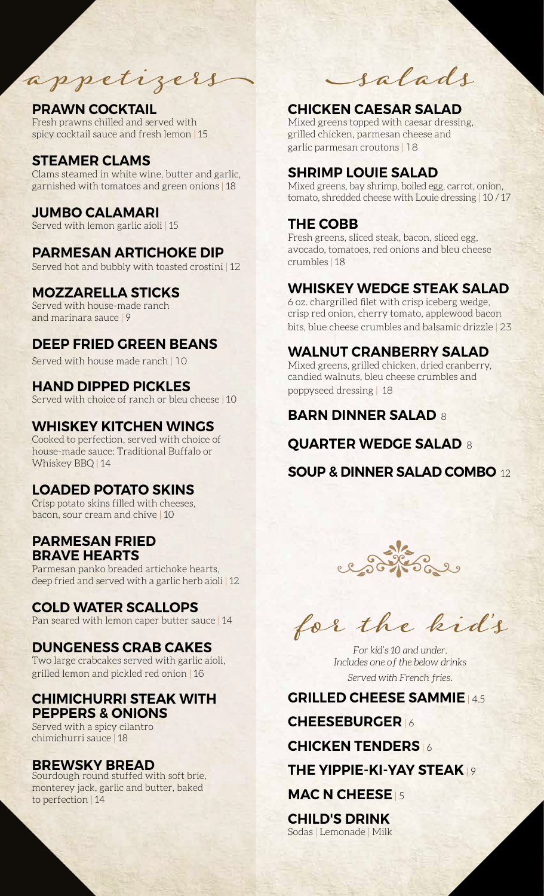# appetizers

## PRAWN COCKTAIL
Fresh prawns chilled and served with spicy cocktail sauce and fresh lemon | 15

## STEAMER CLAMS
Clams steamed in white wine, butter and garlic, garnished with tomatoes and green onions | 18

## JUMBO CALAMARI
Served with lemon garlic aioli | 15

## PARMESAN ARTICHOKE DIP
Served hot and bubbly with toasted crostini | 12

## MOZZARELLA STICKS
Served with house-made ranch and marinara sauce | 9

## DEEP FRIED GREEN BEANS
Served with house made ranch | 10

## HAND DIPPED PICKLES
Served with choice of ranch or bleu cheese | 10

## WHISKEY KITCHEN WINGS
Cooked to perfection, served with choice of house-made sauce: Traditional Buffalo or Whiskey BBQ | 14

## LOADED POTATO SKINS
Crisp potato skins filled with cheeses, bacon, sour cream and chive | 10

## PARMESAN FRIED BRAVE HEARTS
Parmesan panko breaded artichoke hearts, deep fried and served with a garlic herb aioli | 12

## COLD WATER SCALLOPS
Pan seared with lemon caper butter sauce | 14

## DUNGENESS CRAB CAKES
Two large crabcakes served with garlic aioli, grilled lemon and pickled red onion | 16

## CHIMICHURRI STEAK WITH PEPPERS & ONIONS
Served with a spicy cilantro chimichurri sauce | 18

## BREWSKY BREAD
Sourdough round stuffed with soft brie, monterey jack, garlic and butter, baked to perfection | 14

# salads

## CHICKEN CAESAR SALAD
Mixed greens topped with caesar dressing, grilled chicken, parmesan cheese and garlic parmesan croutons | 18

## SHRIMP LOUIE SALAD
Mixed greens, bay shrimp, boiled egg, carrot, onion, tomato, shredded cheese with Louie dressing | 10 / 17

## THE COBB
Fresh greens, sliced steak, bacon, sliced egg, avocado, tomatoes, red onions and bleu cheese crumbles | 18

## WHISKEY WEDGE STEAK SALAD
6 oz. chargrilled filet with crisp iceberg wedge, crisp red onion, cherry tomato, applewood bacon bits, blue cheese crumbles and balsamic drizzle | 23

## WALNUT CRANBERRY SALAD
Mixed greens, grilled chicken, dried cranberry, candied walnuts, bleu cheese crumbles and poppyseed dressing | 18

## BARN DINNER SALAD 8

## QUARTER WEDGE SALAD 8

## SOUP & DINNER SALAD COMBO 12

# for the kid's

*For kid's 10 and under.*
*Includes one of the below drinks*
*Served with French fries.*

## GRILLED CHEESE SAMMIE | 4.5

## CHEESEBURGER | 6

## CHICKEN TENDERS | 6

## THE YIPPIE-KI-YAY STEAK | 9

## MAC N CHEESE | 5

## CHILD'S DRINK
Sodas | Lemonade | Milk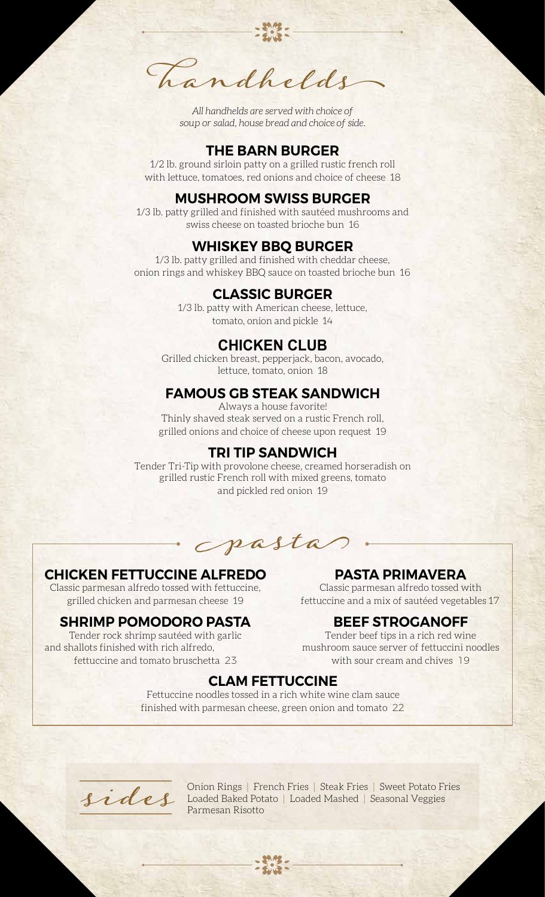# Handhelds

*All handhelds are served with choice of soup or salad, house bread and choice of side.*

## THE BARN BURGER

1/2 lb. ground sirloin patty on a grilled rustic french roll with lettuce, tomatoes, red onions and choice of cheese 18

## MUSHROOM SWISS BURGER

1/3 lb. patty grilled and finished with sautéed mushrooms and swiss cheese on toasted brioche bun 16

## WHISKEY BBQ BURGER

1/3 lb. patty grilled and finished with cheddar cheese, onion rings and whiskey BBQ sauce on toasted brioche bun 16

## CLASSIC BURGER

1/3 lb. patty with American cheese, lettuce, tomato, onion and pickle 14

## CHICKEN CLUB

Grilled chicken breast, pepperjack, bacon, avocado, lettuce, tomato, onion 18

## FAMOUS GB STEAK SANDWICH

Always a house favorite!
Thinly shaved steak served on a rustic French roll, grilled onions and choice of cheese upon request 19

## TRI TIP SANDWICH

Tender Tri-Tip with provolone cheese, creamed horseradish on grilled rustic French roll with mixed greens, tomato and pickled red onion 19

# pasta

## CHICKEN FETTUCCINE ALFREDO

Classic parmesan alfredo tossed with fettuccine, grilled chicken and parmesan cheese 19

## SHRIMP POMODORO PASTA

Tender rock shrimp sautéed with garlic and shallots finished with rich alfredo, fettuccine and tomato bruschetta 23

## PASTA PRIMAVERA

Classic parmesan alfredo tossed with fettuccine and a mix of sautéed vegetables 17

## BEEF STROGANOFF

Tender beef tips in a rich red wine mushroom sauce server of fettuccini noodles with sour cream and chives 19

## CLAM FETTUCCINE

Fettuccine noodles tossed in a rich white wine clam sauce finished with parmesan cheese, green onion and tomato 22

# sides

Onion Rings | French Fries | Steak Fries | Sweet Potato Fries
Loaded Baked Potato | Loaded Mashed | Seasonal Veggies
Parmesan Risotto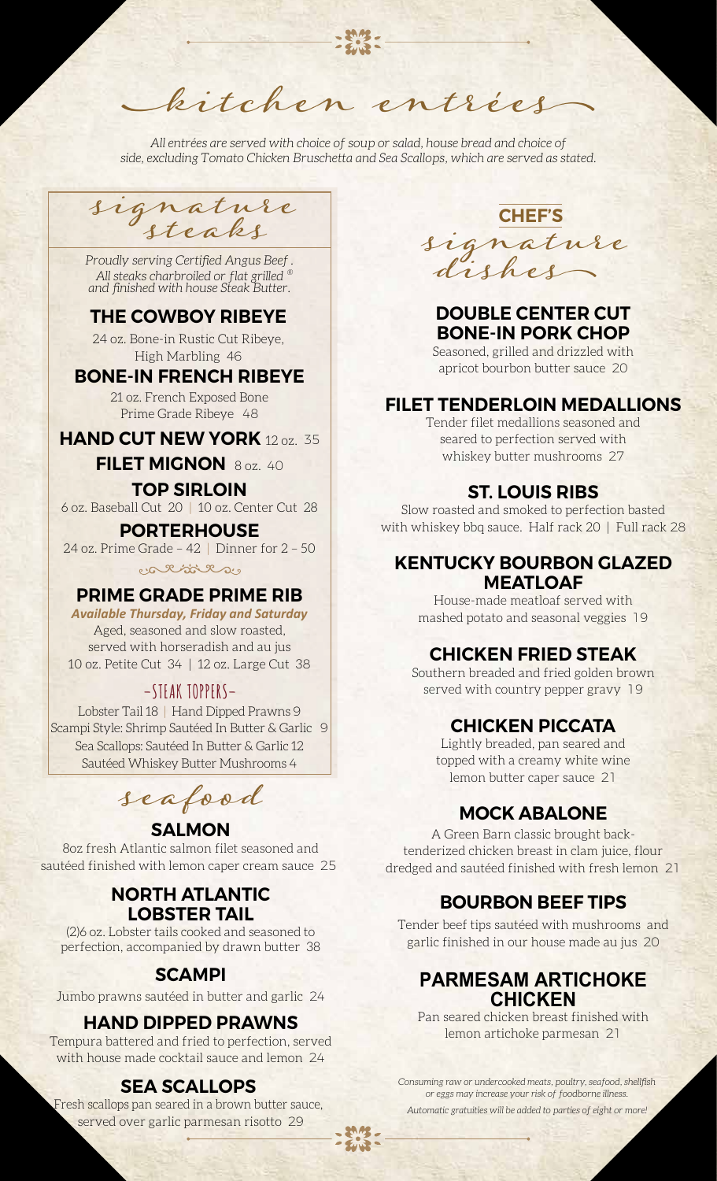# kitchen entrées

*All entrées are served with choice of soup or salad, house bread and choice of side, excluding Tomato Chicken Bruschetta and Sea Scallops, which are served as stated.*

## signature steaks

*Proudly serving Certified Angus Beef®. All steaks charbroiled or flat grilled and finished with house Steak Butter.*

### THE COWBOY RIBEYE

24 oz. Bone-in Rustic Cut Ribeye, High Marbling 46

### BONE-IN FRENCH RIBEYE

21 oz. French Exposed Bone Prime Grade Ribeye 48

### HAND CUT NEW YORK 12 oz. 35

### FILET MIGNON 8 oz. 40

### TOP SIRLOIN

6 oz. Baseball Cut 20 | 10 oz. Center Cut 28

### PORTERHOUSE

24 oz. Prime Grade – 42 | Dinner for 2 – 50

### PRIME GRADE PRIME RIB

***Available Thursday, Friday and Saturday***

Aged, seasoned and slow roasted, served with horseradish and au jus

10 oz. Petite Cut 34 | 12 oz. Large Cut 38

### –STEAK TOPPERS–

Lobster Tail 18 | Hand Dipped Prawns 9

Scampi Style: Shrimp Sautéed In Butter & Garlic 9

Sea Scallops: Sautéed In Butter & Garlic 12

Sautéed Whiskey Butter Mushrooms 4

## seafood

### SALMON

8oz fresh Atlantic salmon filet seasoned and sautéed finished with lemon caper cream sauce 25

### NORTH ATLANTIC LOBSTER TAIL

(2)6 oz. Lobster tails cooked and seasoned to perfection, accompanied by drawn butter 38

### SCAMPI

Jumbo prawns sautéed in butter and garlic 24

### HAND DIPPED PRAWNS

Tempura battered and fried to perfection, served with house made cocktail sauce and lemon 24

### SEA SCALLOPS

Fresh scallops pan seared in a brown butter sauce, served over garlic parmesan risotto 29

## CHEF'S signature dishes

### DOUBLE CENTER CUT BONE-IN PORK CHOP

Seasoned, grilled and drizzled with apricot bourbon butter sauce 20

### FILET TENDERLOIN MEDALLIONS

Tender filet medallions seasoned and seared to perfection served with whiskey butter mushrooms 27

### ST. LOUIS RIBS

Slow roasted and smoked to perfection basted with whiskey bbq sauce. Half rack 20 | Full rack 28

### KENTUCKY BOURBON GLAZED MEATLOAF

House-made meatloaf served with mashed potato and seasonal veggies 19

### CHICKEN FRIED STEAK

Southern breaded and fried golden brown served with country pepper gravy 19

### CHICKEN PICCATA

Lightly breaded, pan seared and topped with a creamy white wine lemon butter caper sauce 21

### MOCK ABALONE

A Green Barn classic brought back- tenderized chicken breast in clam juice, flour dredged and sautéed finished with fresh lemon 21

### BOURBON BEEF TIPS

Tender beef tips sautéed with mushrooms and garlic finished in our house made au jus 20

### PARMESAM ARTICHOKE CHICKEN

Pan seared chicken breast finished with lemon artichoke parmesan 21

*Consuming raw or undercooked meats, poultry, seafood, shellfish or eggs may increase your risk of foodborne illness.*

*Automatic gratuities will be added to parties of eight or more!*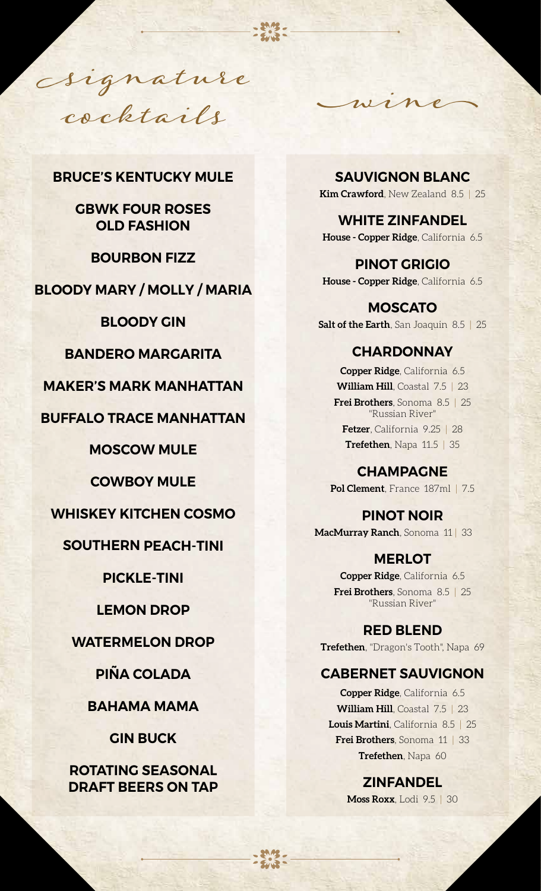## Signature cocktails

**BRUCE'S KENTUCKY MULE**

**GBWK FOUR ROSES OLD FASHION**

**BOURBON FIZZ**

**BLOODY MARY / MOLLY / MARIA**

**BLOODY GIN**

**BANDERO MARGARITA**

**MAKER'S MARK MANHATTAN**

**BUFFALO TRACE MANHATTAN**

**MOSCOW MULE**

**COWBOY MULE**

**WHISKEY KITCHEN COSMO**

**SOUTHERN PEACH-TINI**

**PICKLE-TINI**

**LEMON DROP**

**WATERMELON DROP**

**PIÑA COLADA**

**BAHAMA MAMA**

**GIN BUCK**

**ROTATING SEASONAL DRAFT BEERS ON TAP**

## wine

### SAUVIGNON BLANC

**Kim Crawford**, New Zealand 8.5 | 25

### WHITE ZINFANDEL

**House - Copper Ridge**, California 6.5

### PINOT GRIGIO

**House - Copper Ridge**, California 6.5

### MOSCATO

**Salt of the Earth**, San Joaquin 8.5 | 25

### CHARDONNAY

**Copper Ridge**, California 6.5

**William Hill**, Coastal 7.5 | 23

**Frei Brothers**, Sonoma 8.5 | 25
"Russian River"

**Fetzer**, California 9.25 | 28

**Trefethen**, Napa 11.5 | 35

### CHAMPAGNE

**Pol Clement**, France 187ml | 7.5

### PINOT NOIR

**MacMurray Ranch**, Sonoma 11 | 33

### MERLOT

**Copper Ridge**, California 6.5

**Frei Brothers**, Sonoma 8.5 | 25
"Russian River"

### RED BLEND

**Trefethen**, "Dragon's Tooth", Napa 69

### CABERNET SAUVIGNON

**Copper Ridge**, California 6.5

**William Hill**, Coastal 7.5 | 23

**Louis Martini**, California 8.5 | 25

**Frei Brothers**, Sonoma 11 | 33

**Trefethen**, Napa 60

### ZINFANDEL

**Moss Roxx**, Lodi 9.5 | 30